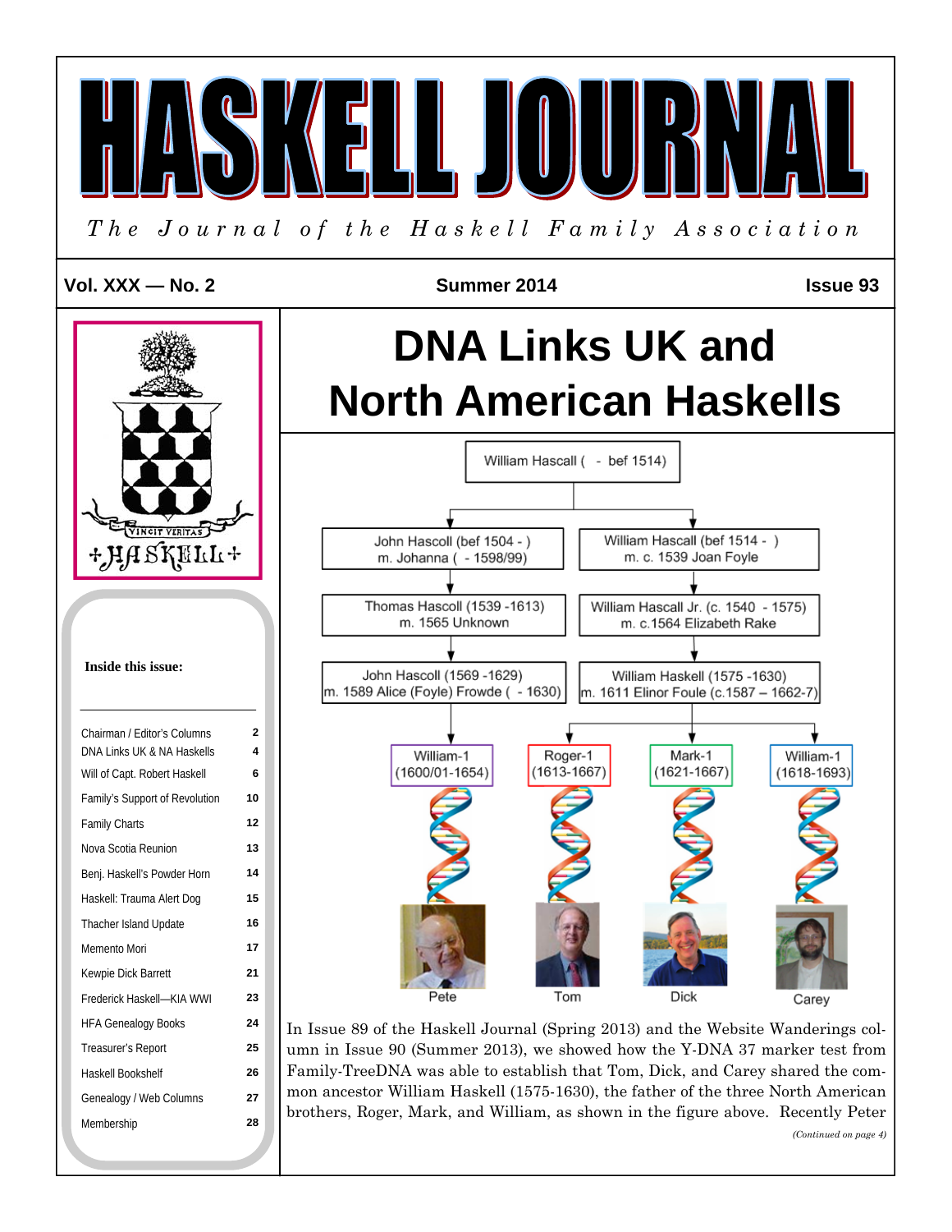# HASKELL JOURNAL

*The Journal of the Haskell Family Association*

**Vol. XXX — No. 2** **Summer 2014** **Issue 93**

VINCIT VERITAS
+HASKELL+

**Inside this issue:**

| | |
|---|---|
| Chairman / Editor's Columns | 2 |
| DNA Links UK & NA Haskells | 4 |
| Will of Capt. Robert Haskell | 6 |
| Family's Support of Revolution | 10 |
| Family Charts | 12 |
| Nova Scotia Reunion | 13 |
| Benj. Haskell's Powder Horn | 14 |
| Haskell: Trauma Alert Dog | 15 |
| Thacher Island Update | 16 |
| Memento Mori | 17 |
| Kewpie Dick Barrett | 21 |
| Frederick Haskell—KIA WWI | 23 |
| HFA Genealogy Books | 24 |
| Treasurer's Report | 25 |
| Haskell Bookshelf | 26 |
| Genealogy / Web Columns | 27 |
| Membership | 28 |

# DNA Links UK and North American Haskells

William Hascall ( - bef 1514)

- John Hascoll (bef 1504 - ) m. Johanna ( - 1598/99)
  - Thomas Hascoll (1539 -1613) m. 1565 Unknown
    - John Hascoll (1569 -1629) m. 1589 Alice (Foyle) Frowde ( - 1630)
      - William-1 (1600/01-1654) — Pete
- William Hascall (bef 1514 - ) m. c. 1539 Joan Foyle
  - William Hascall Jr. (c. 1540 - 1575) m. c.1564 Elizabeth Rake
    - William Haskell (1575 -1630) m. 1611 Elinor Foule (c.1587 – 1662-7)
      - Roger-1 (1613-1667) — Tom
      - Mark-1 (1621-1667) — Dick
      - William-1 (1618-1693) — Carey

In Issue 89 of the Haskell Journal (Spring 2013) and the Website Wanderings column in Issue 90 (Summer 2013), we showed how the Y-DNA 37 marker test from Family-TreeDNA was able to establish that Tom, Dick, and Carey shared the common ancestor William Haskell (1575-1630), the father of the three North American brothers, Roger, Mark, and William, as shown in the figure above. Recently Peter

*(Continued on page 4)*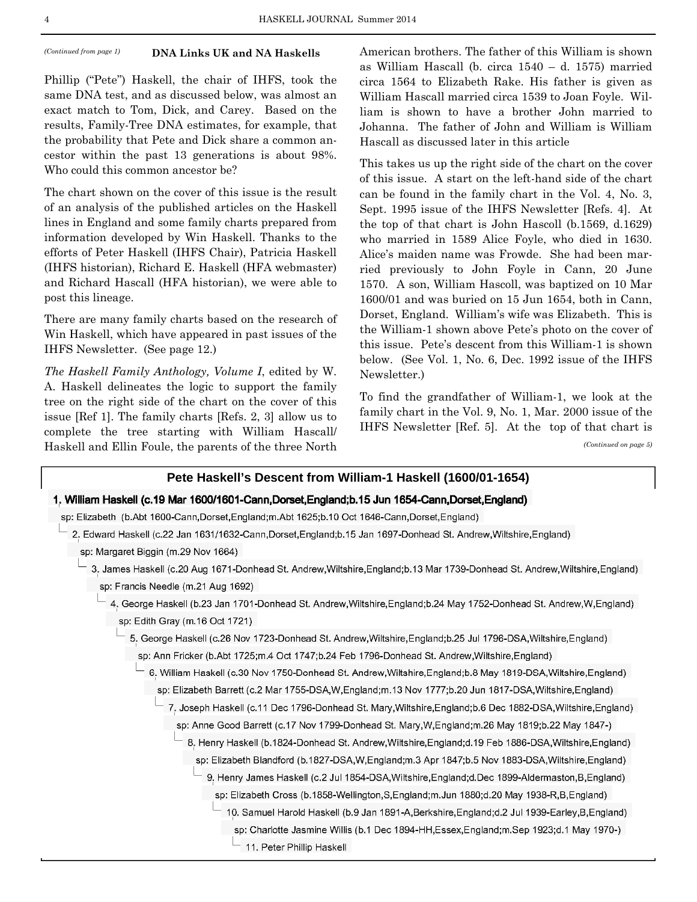*(Continued from page 1)*

### DNA Links UK and NA Haskells

Phillip ("Pete") Haskell, the chair of IHFS, took the same DNA test, and as discussed below, was almost an exact match to Tom, Dick, and Carey. Based on the results, Family-Tree DNA estimates, for example, that the probability that Pete and Dick share a common ancestor within the past 13 generations is about 98%. Who could this common ancestor be?

The chart shown on the cover of this issue is the result of an analysis of the published articles on the Haskell lines in England and some family charts prepared from information developed by Win Haskell. Thanks to the efforts of Peter Haskell (IHFS Chair), Patricia Haskell (IHFS historian), Richard E. Haskell (HFA webmaster) and Richard Hascall (HFA historian), we were able to post this lineage.

There are many family charts based on the research of Win Haskell, which have appeared in past issues of the IHFS Newsletter. (See page 12.)

*The Haskell Family Anthology, Volume I*, edited by W. A. Haskell delineates the logic to support the family tree on the right side of the chart on the cover of this issue [Ref 1]. The family charts [Refs. 2, 3] allow us to complete the tree starting with William Hascall/ Haskell and Ellin Foule, the parents of the three North American brothers. The father of this William is shown as William Hascall (b. circa 1540 – d. 1575) married circa 1564 to Elizabeth Rake. His father is given as William Hascall married circa 1539 to Joan Foyle. William is shown to have a brother John married to Johanna. The father of John and William is William Hascall as discussed later in this article

This takes us up the right side of the chart on the cover of this issue. A start on the left-hand side of the chart can be found in the family chart in the Vol. 4, No. 3, Sept. 1995 issue of the IHFS Newsletter [Refs. 4]. At the top of that chart is John Hascoll (b.1569, d.1629) who married in 1589 Alice Foyle, who died in 1630. Alice's maiden name was Frowde. She had been married previously to John Foyle in Cann, 20 June 1570. A son, William Hascoll, was baptized on 10 Mar 1600/01 and was buried on 15 Jun 1654, both in Cann, Dorset, England. William's wife was Elizabeth. This is the William-1 shown above Pete's photo on the cover of this issue. Pete's descent from this William-1 is shown below. (See Vol. 1, No. 6, Dec. 1992 issue of the IHFS Newsletter.)

To find the grandfather of William-1, we look at the family chart in the Vol. 9, No. 1, Mar. 2000 issue of the IHFS Newsletter [Ref. 5]. At the top of that chart is

*(Continued on page 5)*

**Pete Haskell's Descent from William-1 Haskell (1600/01-1654)**

1. **William Haskell (c.19 Mar 1600/1601-Cann,Dorset,England;b.15 Jun 1654-Cann,Dorset,England)**
   - sp: Elizabeth (b.Abt 1600-Cann,Dorset,England;m.Abt 1625;b.10 Oct 1646-Cann,Dorset,England)
2. Edward Haskell (c.22 Jan 1631/1632-Cann,Dorset,England;b.15 Jan 1697-Donhead St. Andrew,Wiltshire,England)
   - sp: Margaret Biggin (m.29 Nov 1664)
3. James Haskell (c.20 Aug 1671-Donhead St. Andrew,Wiltshire,England;b.13 Mar 1739-Donhead St. Andrew,Wiltshire,England)
   - sp: Francis Needle (m.21 Aug 1692)
4. George Haskell (b.23 Jan 1701-Donhead St. Andrew,Wiltshire,England;b.24 May 1752-Donhead St. Andrew,W,England)
   - sp: Edith Gray (m.16 Oct 1721)
5. George Haskell (c.26 Nov 1723-Donhead St. Andrew,Wiltshire,England;b.25 Jul 1796-DSA,Wiltshire,England)
   - sp: Ann Fricker (b.Abt 1725;m.4 Oct 1747;b.24 Feb 1796-Donhead St. Andrew,Wiltshire,England)
6. William Haskell (c.30 Nov 1750-Donhead St. Andrew,Wiltshire,England;b.8 May 1819-DSA,Wiltshire,England)
   - sp: Elizabeth Barrett (c.2 Mar 1755-DSA,W,England;m.13 Nov 1777;b.20 Jun 1817-DSA,Wiltshire,England)
7. Joseph Haskell (c.11 Dec 1796-Donhead St. Mary,Wiltshire,England;b.6 Dec 1882-DSA,Wiltshire,England)
   - sp: Anne Good Barrett (c.17 Nov 1799-Donhead St. Mary,W,England;m.26 May 1819;b.22 May 1847-)
8. Henry Haskell (b.1824-Donhead St. Andrew,Wiltshire,England;d.19 Feb 1886-DSA,Wiltshire,England)
   - sp: Elizabeth Blandford (b.1827-DSA,W,England;m.3 Apr 1847;b.5 Nov 1883-DSA,Wiltshire,England)
9. Henry James Haskell (c.2 Jul 1854-DSA,Wiltshire,England;d.Dec 1899-Aldermaston,B,England)
   - sp: Elizabeth Cross (b.1858-Wellington,S,England;m.Jun 1880;d.20 May 1938-R,B,England)
10. Samuel Harold Haskell (b.9 Jan 1891-A,Berkshire,England;d.2 Jul 1939-Earley,B,England)
    - sp: Charlotte Jasmine Willis (b.1 Dec 1894-HH,Essex,England;m.Sep 1923;d.1 May 1970-)
11. Peter Phillip Haskell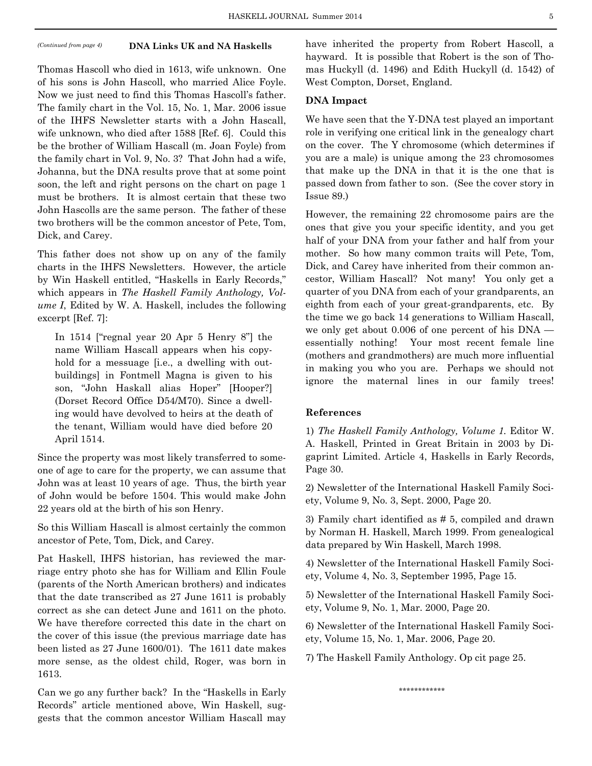*(Continued from page 4)*

## DNA Links UK and NA Haskells

Thomas Hascoll who died in 1613, wife unknown. One of his sons is John Hascoll, who married Alice Foyle. Now we just need to find this Thomas Hascoll's father. The family chart in the Vol. 15, No. 1, Mar. 2006 issue of the IHFS Newsletter starts with a John Hascall, wife unknown, who died after 1588 [Ref. 6]. Could this be the brother of William Hascall (m. Joan Foyle) from the family chart in Vol. 9, No. 3? That John had a wife, Johanna, but the DNA results prove that at some point soon, the left and right persons on the chart on page 1 must be brothers. It is almost certain that these two John Hascolls are the same person. The father of these two brothers will be the common ancestor of Pete, Tom, Dick, and Carey.

This father does not show up on any of the family charts in the IHFS Newsletters. However, the article by Win Haskell entitled, "Haskells in Early Records," which appears in *The Haskell Family Anthology, Volume I*, Edited by W. A. Haskell, includes the following excerpt [Ref. 7]:

> In 1514 ["regnal year 20 Apr 5 Henry 8"] the name William Hascall appears when his copyhold for a messuage [i.e., a dwelling with outbuildings] in Fontmell Magna is given to his son, "John Haskall alias Hoper" [Hooper?] (Dorset Record Office D54/M70). Since a dwelling would have devolved to heirs at the death of the tenant, William would have died before 20 April 1514.

Since the property was most likely transferred to someone of age to care for the property, we can assume that John was at least 10 years of age. Thus, the birth year of John would be before 1504. This would make John 22 years old at the birth of his son Henry.

So this William Hascall is almost certainly the common ancestor of Pete, Tom, Dick, and Carey.

Pat Haskell, IHFS historian, has reviewed the marriage entry photo she has for William and Ellin Foule (parents of the North American brothers) and indicates that the date transcribed as 27 June 1611 is probably correct as she can detect June and 1611 on the photo. We have therefore corrected this date in the chart on the cover of this issue (the previous marriage date has been listed as 27 June 1600/01). The 1611 date makes more sense, as the oldest child, Roger, was born in 1613.

Can we go any further back? In the "Haskells in Early Records" article mentioned above, Win Haskell, suggests that the common ancestor William Hascall may have inherited the property from Robert Hascoll, a hayward. It is possible that Robert is the son of Thomas Huckyll (d. 1496) and Edith Huckyll (d. 1542) of West Compton, Dorset, England.

### DNA Impact

We have seen that the Y-DNA test played an important role in verifying one critical link in the genealogy chart on the cover. The Y chromosome (which determines if you are a male) is unique among the 23 chromosomes that make up the DNA in that it is the one that is passed down from father to son. (See the cover story in Issue 89.)

However, the remaining 22 chromosome pairs are the ones that give you your specific identity, and you get half of your DNA from your father and half from your mother. So how many common traits will Pete, Tom, Dick, and Carey have inherited from their common ancestor, William Hascall? Not many! You only get a quarter of you DNA from each of your grandparents, an eighth from each of your great-grandparents, etc. By the time we go back 14 generations to William Hascall, we only get about 0.006 of one percent of his DNA — essentially nothing! Your most recent female line (mothers and grandmothers) are much more influential in making you who you are. Perhaps we should not ignore the maternal lines in our family trees!

### References

1) *The Haskell Family Anthology, Volume 1*. Editor W. A. Haskell, Printed in Great Britain in 2003 by Digaprint Limited. Article 4, Haskells in Early Records, Page 30.

2) Newsletter of the International Haskell Family Society, Volume 9, No. 3, Sept. 2000, Page 20.

3) Family chart identified as # 5, compiled and drawn by Norman H. Haskell, March 1999. From genealogical data prepared by Win Haskell, March 1998.

4) Newsletter of the International Haskell Family Society, Volume 4, No. 3, September 1995, Page 15.

5) Newsletter of the International Haskell Family Society, Volume 9, No. 1, Mar. 2000, Page 20.

6) Newsletter of the International Haskell Family Society, Volume 15, No. 1, Mar. 2006, Page 20.

7) The Haskell Family Anthology. Op cit page 25.

************